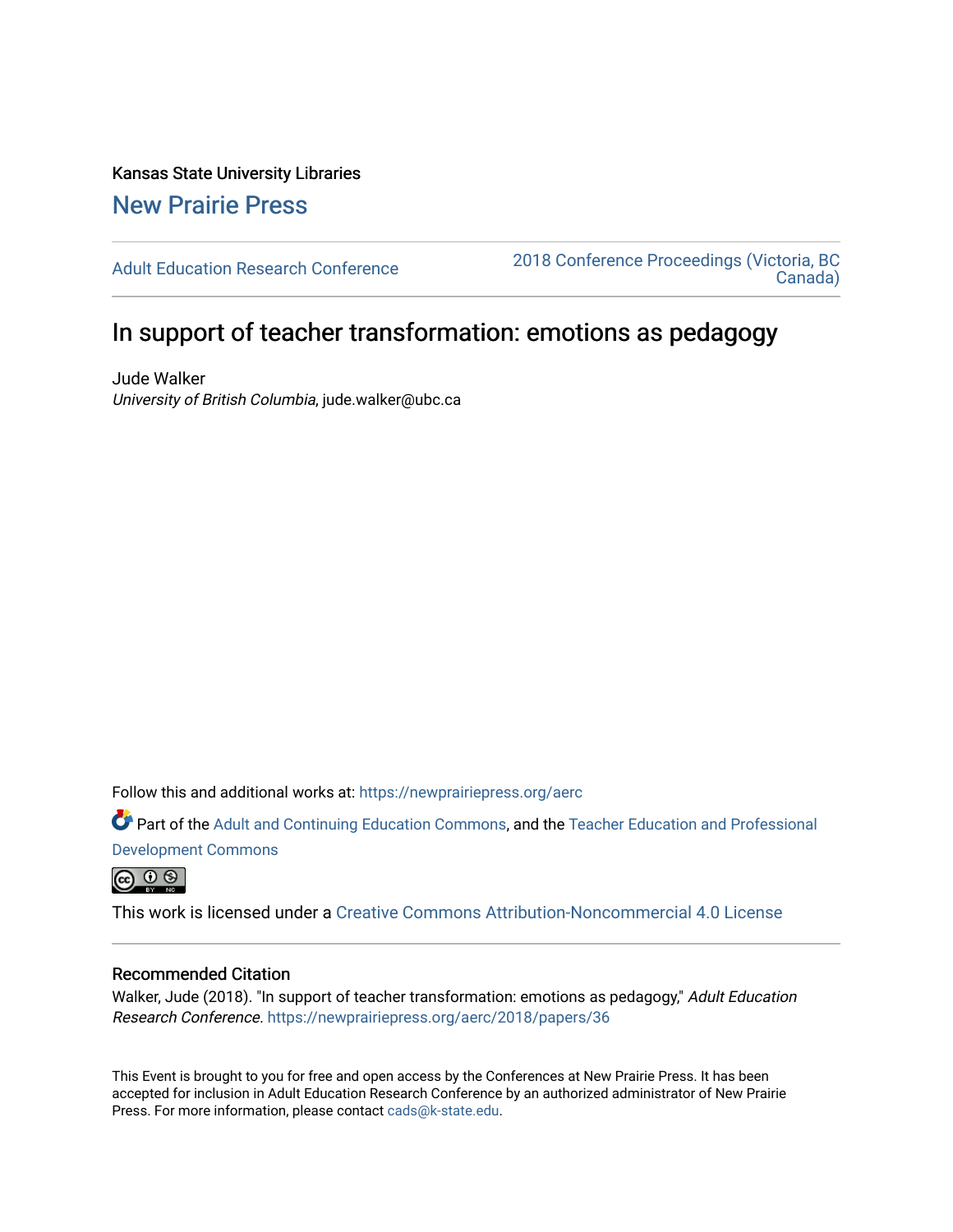Kansas State University Libraries

New Prairie Press

Adult Education Research Conference

2018 Conference Proceedings (Victoria, BC Canada)

# In support of teacher transformation: emotions as pedagogy

Jude Walker

*University of British Columbia*, jude.walker@ubc.ca

Follow this and additional works at: https://newprairiepress.org/aerc

Part of the Adult and Continuing Education Commons, and the Teacher Education and Professional Development Commons

This work is licensed under a Creative Commons Attribution-Noncommercial 4.0 License

## Recommended Citation

Walker, Jude (2018). "In support of teacher transformation: emotions as pedagogy," *Adult Education Research Conference*. https://newprairiepress.org/aerc/2018/papers/36

This Event is brought to you for free and open access by the Conferences at New Prairie Press. It has been accepted for inclusion in Adult Education Research Conference by an authorized administrator of New Prairie Press. For more information, please contact cads@k-state.edu.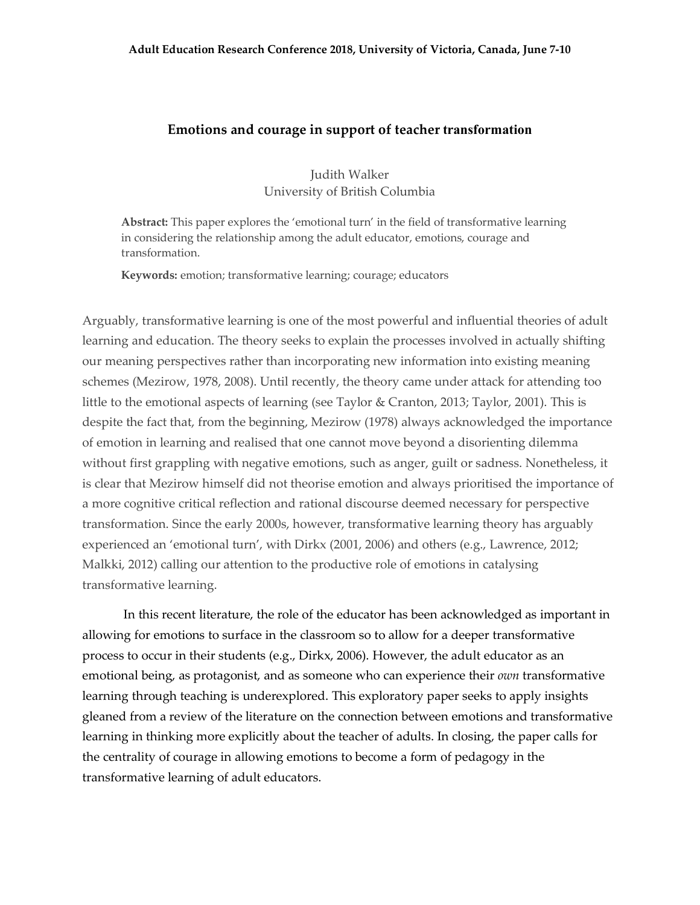**Adult Education Research Conference 2018, University of Victoria, Canada, June 7-10**

# Emotions and courage in support of teacher transformation

Judith Walker
University of British Columbia

**Abstract:** This paper explores the 'emotional turn' in the field of transformative learning in considering the relationship among the adult educator, emotions, courage and transformation.

**Keywords:** emotion; transformative learning; courage; educators

Arguably, transformative learning is one of the most powerful and influential theories of adult learning and education. The theory seeks to explain the processes involved in actually shifting our meaning perspectives rather than incorporating new information into existing meaning schemes (Mezirow, 1978, 2008). Until recently, the theory came under attack for attending too little to the emotional aspects of learning (see Taylor & Cranton, 2013; Taylor, 2001). This is despite the fact that, from the beginning, Mezirow (1978) always acknowledged the importance of emotion in learning and realised that one cannot move beyond a disorienting dilemma without first grappling with negative emotions, such as anger, guilt or sadness. Nonetheless, it is clear that Mezirow himself did not theorise emotion and always prioritised the importance of a more cognitive critical reflection and rational discourse deemed necessary for perspective transformation. Since the early 2000s, however, transformative learning theory has arguably experienced an 'emotional turn', with Dirkx (2001, 2006) and others (e.g., Lawrence, 2012; Malkki, 2012) calling our attention to the productive role of emotions in catalysing transformative learning.

In this recent literature, the role of the educator has been acknowledged as important in allowing for emotions to surface in the classroom so to allow for a deeper transformative process to occur in their students (e.g., Dirkx, 2006). However, the adult educator as an emotional being, as protagonist, and as someone who can experience their *own* transformative learning through teaching is underexplored. This exploratory paper seeks to apply insights gleaned from a review of the literature on the connection between emotions and transformative learning in thinking more explicitly about the teacher of adults. In closing, the paper calls for the centrality of courage in allowing emotions to become a form of pedagogy in the transformative learning of adult educators.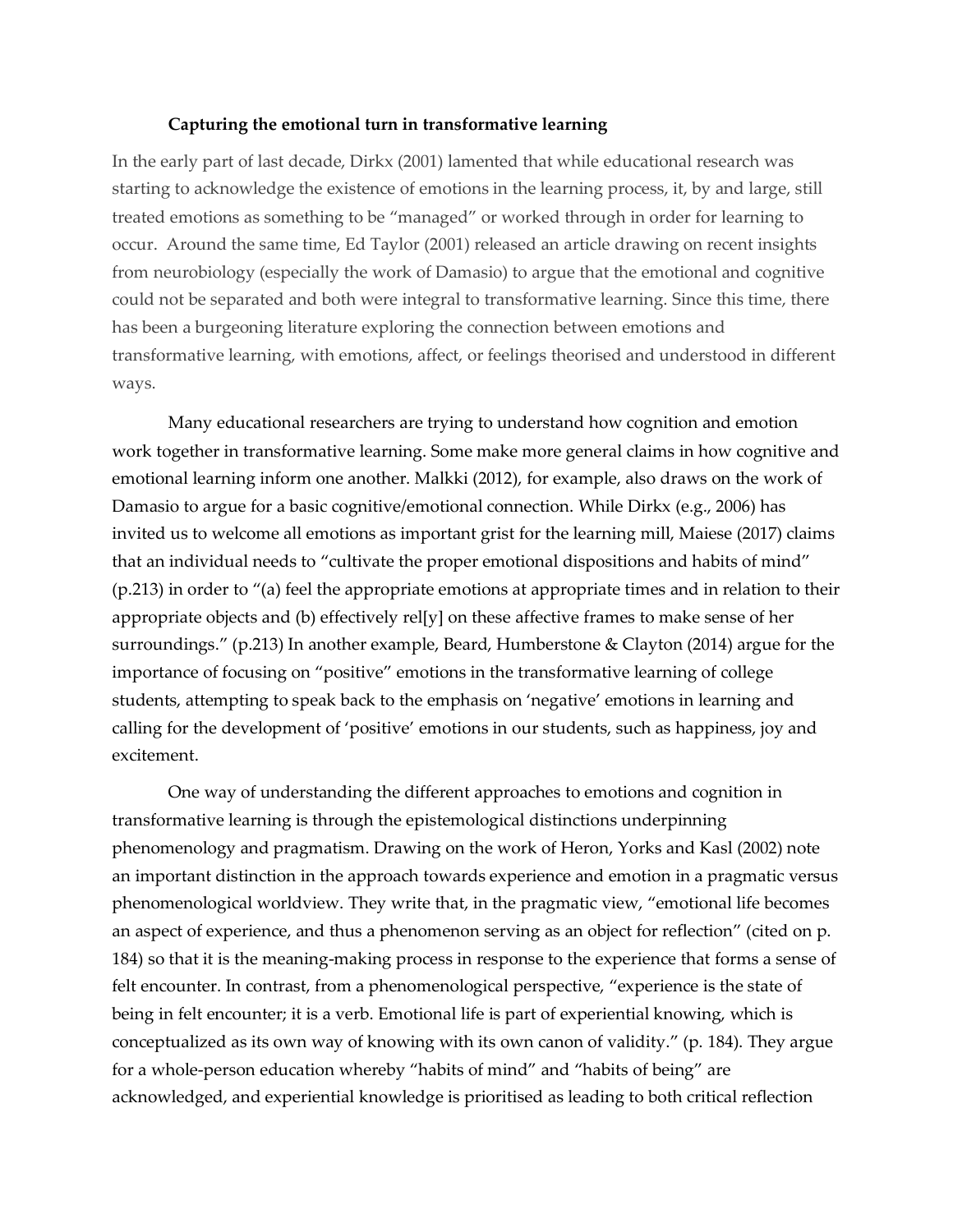### Capturing the emotional turn in transformative learning

In the early part of last decade, Dirkx (2001) lamented that while educational research was starting to acknowledge the existence of emotions in the learning process, it, by and large, still treated emotions as something to be "managed" or worked through in order for learning to occur. Around the same time, Ed Taylor (2001) released an article drawing on recent insights from neurobiology (especially the work of Damasio) to argue that the emotional and cognitive could not be separated and both were integral to transformative learning. Since this time, there has been a burgeoning literature exploring the connection between emotions and transformative learning, with emotions, affect, or feelings theorised and understood in different ways.

Many educational researchers are trying to understand how cognition and emotion work together in transformative learning. Some make more general claims in how cognitive and emotional learning inform one another. Malkki (2012), for example, also draws on the work of Damasio to argue for a basic cognitive/emotional connection. While Dirkx (e.g., 2006) has invited us to welcome all emotions as important grist for the learning mill, Maiese (2017) claims that an individual needs to "cultivate the proper emotional dispositions and habits of mind" (p.213) in order to "(a) feel the appropriate emotions at appropriate times and in relation to their appropriate objects and (b) effectively rel[y] on these affective frames to make sense of her surroundings." (p.213) In another example, Beard, Humberstone & Clayton (2014) argue for the importance of focusing on "positive" emotions in the transformative learning of college students, attempting to speak back to the emphasis on 'negative' emotions in learning and calling for the development of 'positive' emotions in our students, such as happiness, joy and excitement.

One way of understanding the different approaches to emotions and cognition in transformative learning is through the epistemological distinctions underpinning phenomenology and pragmatism. Drawing on the work of Heron, Yorks and Kasl (2002) note an important distinction in the approach towards experience and emotion in a pragmatic versus phenomenological worldview. They write that, in the pragmatic view, "emotional life becomes an aspect of experience, and thus a phenomenon serving as an object for reflection" (cited on p. 184) so that it is the meaning-making process in response to the experience that forms a sense of felt encounter. In contrast, from a phenomenological perspective, "experience is the state of being in felt encounter; it is a verb. Emotional life is part of experiential knowing, which is conceptualized as its own way of knowing with its own canon of validity." (p. 184). They argue for a whole-person education whereby "habits of mind" and "habits of being" are acknowledged, and experiential knowledge is prioritised as leading to both critical reflection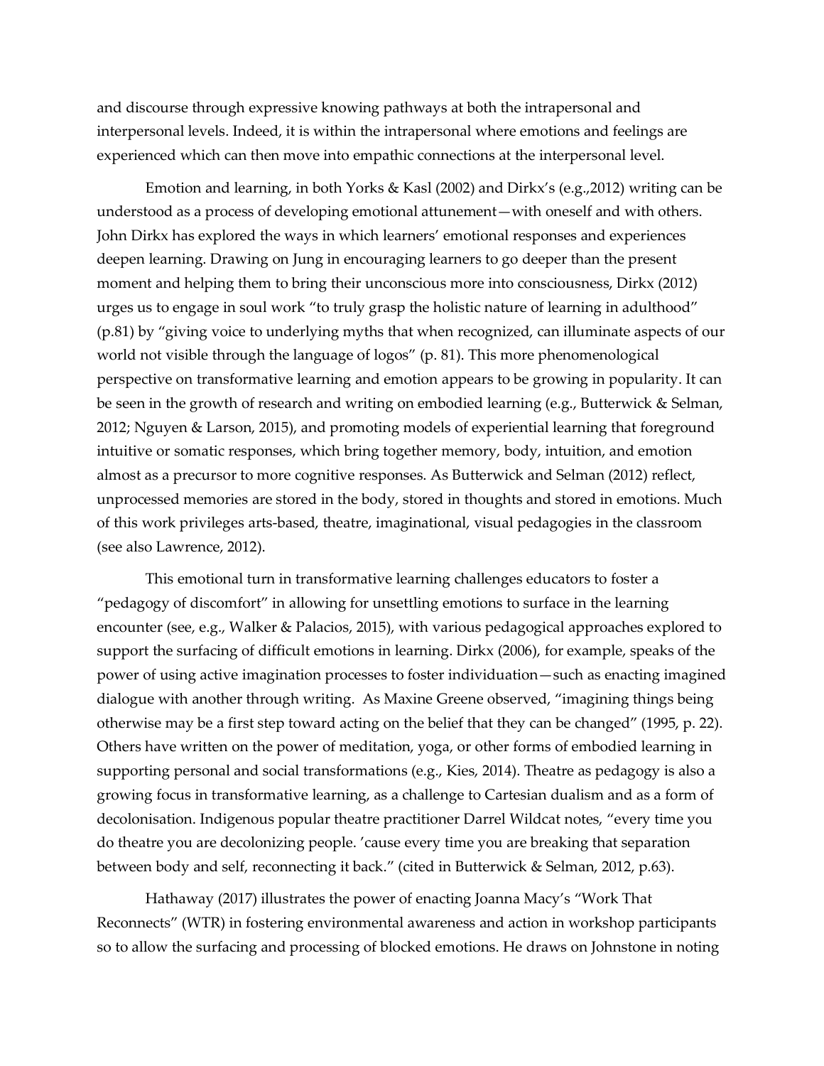and discourse through expressive knowing pathways at both the intrapersonal and interpersonal levels. Indeed, it is within the intrapersonal where emotions and feelings are experienced which can then move into empathic connections at the interpersonal level.

Emotion and learning, in both Yorks & Kasl (2002) and Dirkx's (e.g.,2012) writing can be understood as a process of developing emotional attunement—with oneself and with others. John Dirkx has explored the ways in which learners' emotional responses and experiences deepen learning. Drawing on Jung in encouraging learners to go deeper than the present moment and helping them to bring their unconscious more into consciousness, Dirkx (2012) urges us to engage in soul work "to truly grasp the holistic nature of learning in adulthood" (p.81) by "giving voice to underlying myths that when recognized, can illuminate aspects of our world not visible through the language of logos" (p. 81). This more phenomenological perspective on transformative learning and emotion appears to be growing in popularity. It can be seen in the growth of research and writing on embodied learning (e.g., Butterwick & Selman, 2012; Nguyen & Larson, 2015), and promoting models of experiential learning that foreground intuitive or somatic responses, which bring together memory, body, intuition, and emotion almost as a precursor to more cognitive responses. As Butterwick and Selman (2012) reflect, unprocessed memories are stored in the body, stored in thoughts and stored in emotions. Much of this work privileges arts-based, theatre, imaginational, visual pedagogies in the classroom (see also Lawrence, 2012).

This emotional turn in transformative learning challenges educators to foster a "pedagogy of discomfort" in allowing for unsettling emotions to surface in the learning encounter (see, e.g., Walker & Palacios, 2015), with various pedagogical approaches explored to support the surfacing of difficult emotions in learning. Dirkx (2006), for example, speaks of the power of using active imagination processes to foster individuation—such as enacting imagined dialogue with another through writing. As Maxine Greene observed, "imagining things being otherwise may be a first step toward acting on the belief that they can be changed" (1995, p. 22). Others have written on the power of meditation, yoga, or other forms of embodied learning in supporting personal and social transformations (e.g., Kies, 2014). Theatre as pedagogy is also a growing focus in transformative learning, as a challenge to Cartesian dualism and as a form of decolonisation. Indigenous popular theatre practitioner Darrel Wildcat notes, "every time you do theatre you are decolonizing people. 'cause every time you are breaking that separation between body and self, reconnecting it back." (cited in Butterwick & Selman, 2012, p.63).

Hathaway (2017) illustrates the power of enacting Joanna Macy's "Work That Reconnects" (WTR) in fostering environmental awareness and action in workshop participants so to allow the surfacing and processing of blocked emotions. He draws on Johnstone in noting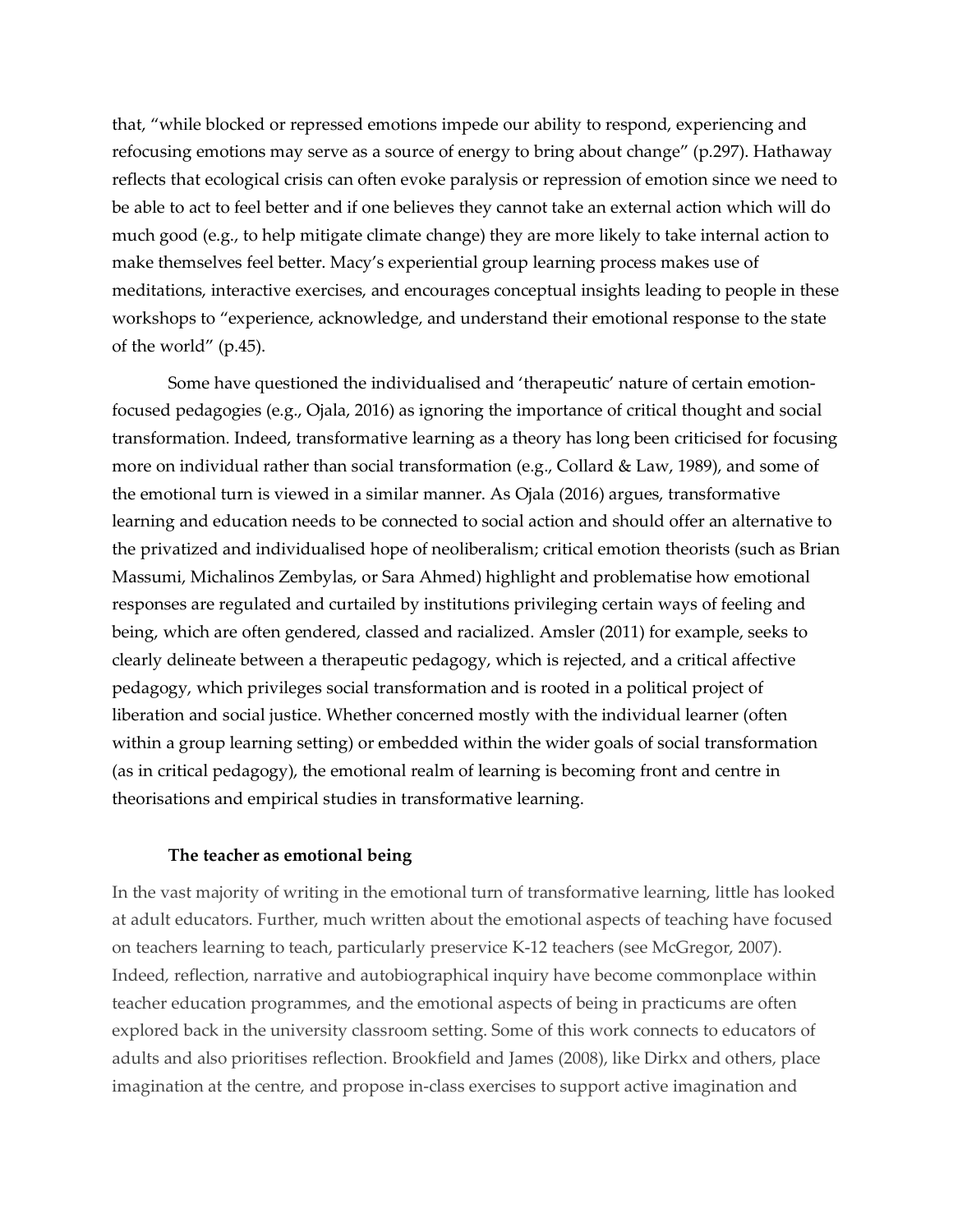that, "while blocked or repressed emotions impede our ability to respond, experiencing and refocusing emotions may serve as a source of energy to bring about change" (p.297). Hathaway reflects that ecological crisis can often evoke paralysis or repression of emotion since we need to be able to act to feel better and if one believes they cannot take an external action which will do much good (e.g., to help mitigate climate change) they are more likely to take internal action to make themselves feel better. Macy's experiential group learning process makes use of meditations, interactive exercises, and encourages conceptual insights leading to people in these workshops to "experience, acknowledge, and understand their emotional response to the state of the world" (p.45).

Some have questioned the individualised and 'therapeutic' nature of certain emotion-focused pedagogies (e.g., Ojala, 2016) as ignoring the importance of critical thought and social transformation. Indeed, transformative learning as a theory has long been criticised for focusing more on individual rather than social transformation (e.g., Collard & Law, 1989), and some of the emotional turn is viewed in a similar manner. As Ojala (2016) argues, transformative learning and education needs to be connected to social action and should offer an alternative to the privatized and individualised hope of neoliberalism; critical emotion theorists (such as Brian Massumi, Michalinos Zembylas, or Sara Ahmed) highlight and problematise how emotional responses are regulated and curtailed by institutions privileging certain ways of feeling and being, which are often gendered, classed and racialized. Amsler (2011) for example, seeks to clearly delineate between a therapeutic pedagogy, which is rejected, and a critical affective pedagogy, which privileges social transformation and is rooted in a political project of liberation and social justice. Whether concerned mostly with the individual learner (often within a group learning setting) or embedded within the wider goals of social transformation (as in critical pedagogy), the emotional realm of learning is becoming front and centre in theorisations and empirical studies in transformative learning.

### The teacher as emotional being

In the vast majority of writing in the emotional turn of transformative learning, little has looked at adult educators. Further, much written about the emotional aspects of teaching have focused on teachers learning to teach, particularly preservice K-12 teachers (see McGregor, 2007). Indeed, reflection, narrative and autobiographical inquiry have become commonplace within teacher education programmes, and the emotional aspects of being in practicums are often explored back in the university classroom setting. Some of this work connects to educators of adults and also prioritises reflection. Brookfield and James (2008), like Dirkx and others, place imagination at the centre, and propose in-class exercises to support active imagination and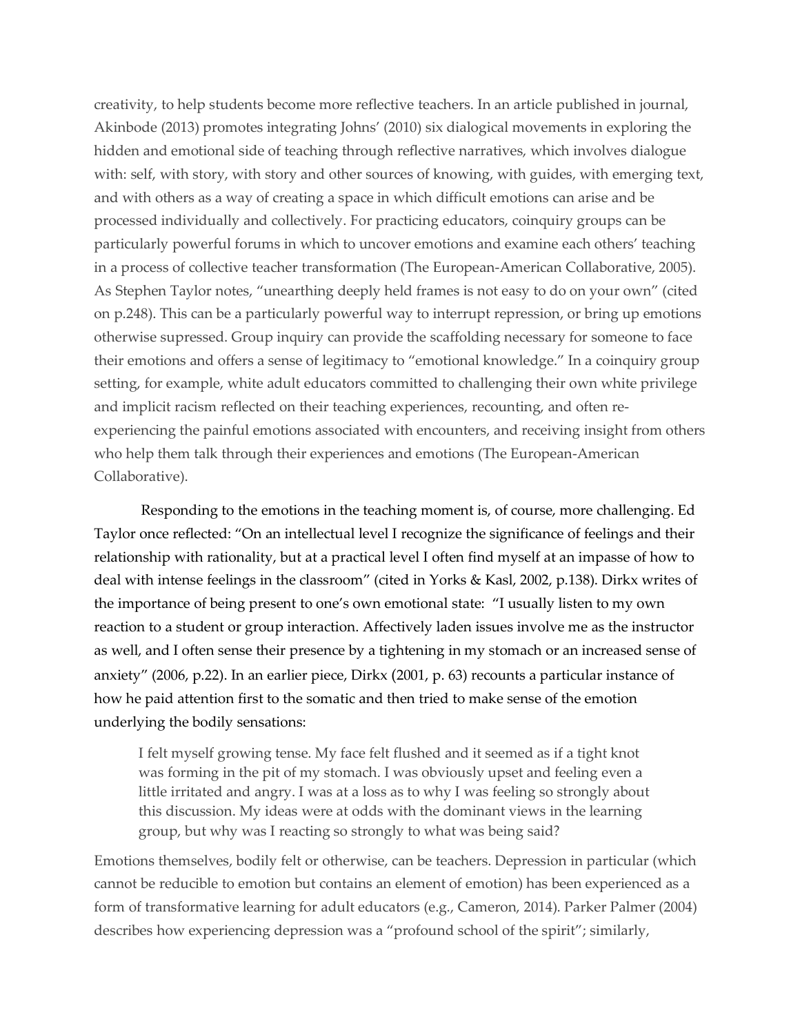creativity, to help students become more reflective teachers. In an article published in journal, Akinbode (2013) promotes integrating Johns' (2010) six dialogical movements in exploring the hidden and emotional side of teaching through reflective narratives, which involves dialogue with: self, with story, with story and other sources of knowing, with guides, with emerging text, and with others as a way of creating a space in which difficult emotions can arise and be processed individually and collectively. For practicing educators, coinquiry groups can be particularly powerful forums in which to uncover emotions and examine each others' teaching in a process of collective teacher transformation (The European-American Collaborative, 2005). As Stephen Taylor notes, "unearthing deeply held frames is not easy to do on your own" (cited on p.248). This can be a particularly powerful way to interrupt repression, or bring up emotions otherwise supressed. Group inquiry can provide the scaffolding necessary for someone to face their emotions and offers a sense of legitimacy to "emotional knowledge." In a coinquiry group setting, for example, white adult educators committed to challenging their own white privilege and implicit racism reflected on their teaching experiences, recounting, and often re-experiencing the painful emotions associated with encounters, and receiving insight from others who help them talk through their experiences and emotions (The European-American Collaborative).

Responding to the emotions in the teaching moment is, of course, more challenging. Ed Taylor once reflected: "On an intellectual level I recognize the significance of feelings and their relationship with rationality, but at a practical level I often find myself at an impasse of how to deal with intense feelings in the classroom" (cited in Yorks & Kasl, 2002, p.138). Dirkx writes of the importance of being present to one's own emotional state: "I usually listen to my own reaction to a student or group interaction. Affectively laden issues involve me as the instructor as well, and I often sense their presence by a tightening in my stomach or an increased sense of anxiety" (2006, p.22). In an earlier piece, Dirkx (2001, p. 63) recounts a particular instance of how he paid attention first to the somatic and then tried to make sense of the emotion underlying the bodily sensations:

> I felt myself growing tense. My face felt flushed and it seemed as if a tight knot was forming in the pit of my stomach. I was obviously upset and feeling even a little irritated and angry. I was at a loss as to why I was feeling so strongly about this discussion. My ideas were at odds with the dominant views in the learning group, but why was I reacting so strongly to what was being said?

Emotions themselves, bodily felt or otherwise, can be teachers. Depression in particular (which cannot be reducible to emotion but contains an element of emotion) has been experienced as a form of transformative learning for adult educators (e.g., Cameron, 2014). Parker Palmer (2004) describes how experiencing depression was a "profound school of the spirit"; similarly,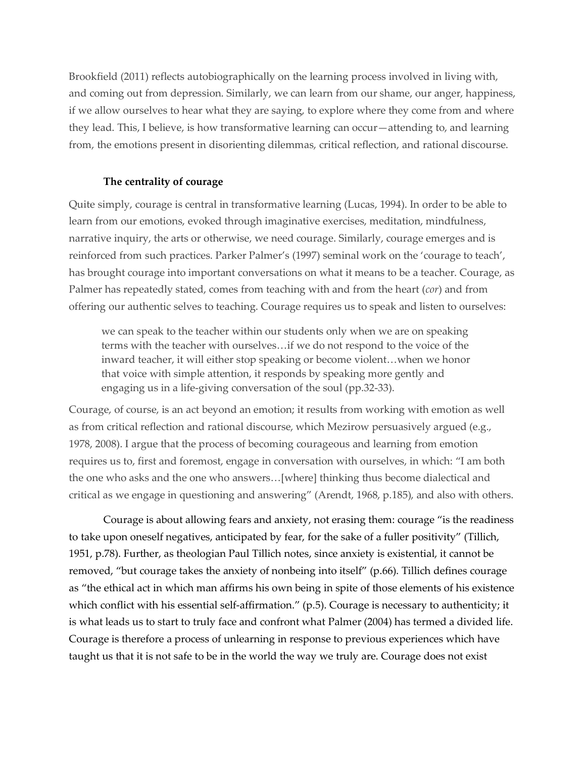Brookfield (2011) reflects autobiographically on the learning process involved in living with, and coming out from depression. Similarly, we can learn from our shame, our anger, happiness, if we allow ourselves to hear what they are saying, to explore where they come from and where they lead. This, I believe, is how transformative learning can occur—attending to, and learning from, the emotions present in disorienting dilemmas, critical reflection, and rational discourse.

### The centrality of courage

Quite simply, courage is central in transformative learning (Lucas, 1994). In order to be able to learn from our emotions, evoked through imaginative exercises, meditation, mindfulness, narrative inquiry, the arts or otherwise, we need courage. Similarly, courage emerges and is reinforced from such practices. Parker Palmer's (1997) seminal work on the 'courage to teach', has brought courage into important conversations on what it means to be a teacher. Courage, as Palmer has repeatedly stated, comes from teaching with and from the heart (*cor*) and from offering our authentic selves to teaching. Courage requires us to speak and listen to ourselves:

> we can speak to the teacher within our students only when we are on speaking terms with the teacher with ourselves…if we do not respond to the voice of the inward teacher, it will either stop speaking or become violent…when we honor that voice with simple attention, it responds by speaking more gently and engaging us in a life-giving conversation of the soul (pp.32-33).

Courage, of course, is an act beyond an emotion; it results from working with emotion as well as from critical reflection and rational discourse, which Mezirow persuasively argued (e.g., 1978, 2008). I argue that the process of becoming courageous and learning from emotion requires us to, first and foremost, engage in conversation with ourselves, in which: "I am both the one who asks and the one who answers…[where] thinking thus become dialectical and critical as we engage in questioning and answering" (Arendt, 1968, p.185), and also with others.

Courage is about allowing fears and anxiety, not erasing them: courage "is the readiness to take upon oneself negatives, anticipated by fear, for the sake of a fuller positivity" (Tillich, 1951, p.78). Further, as theologian Paul Tillich notes, since anxiety is existential, it cannot be removed, "but courage takes the anxiety of nonbeing into itself" (p.66). Tillich defines courage as "the ethical act in which man affirms his own being in spite of those elements of his existence which conflict with his essential self-affirmation." (p.5). Courage is necessary to authenticity; it is what leads us to start to truly face and confront what Palmer (2004) has termed a divided life. Courage is therefore a process of unlearning in response to previous experiences which have taught us that it is not safe to be in the world the way we truly are. Courage does not exist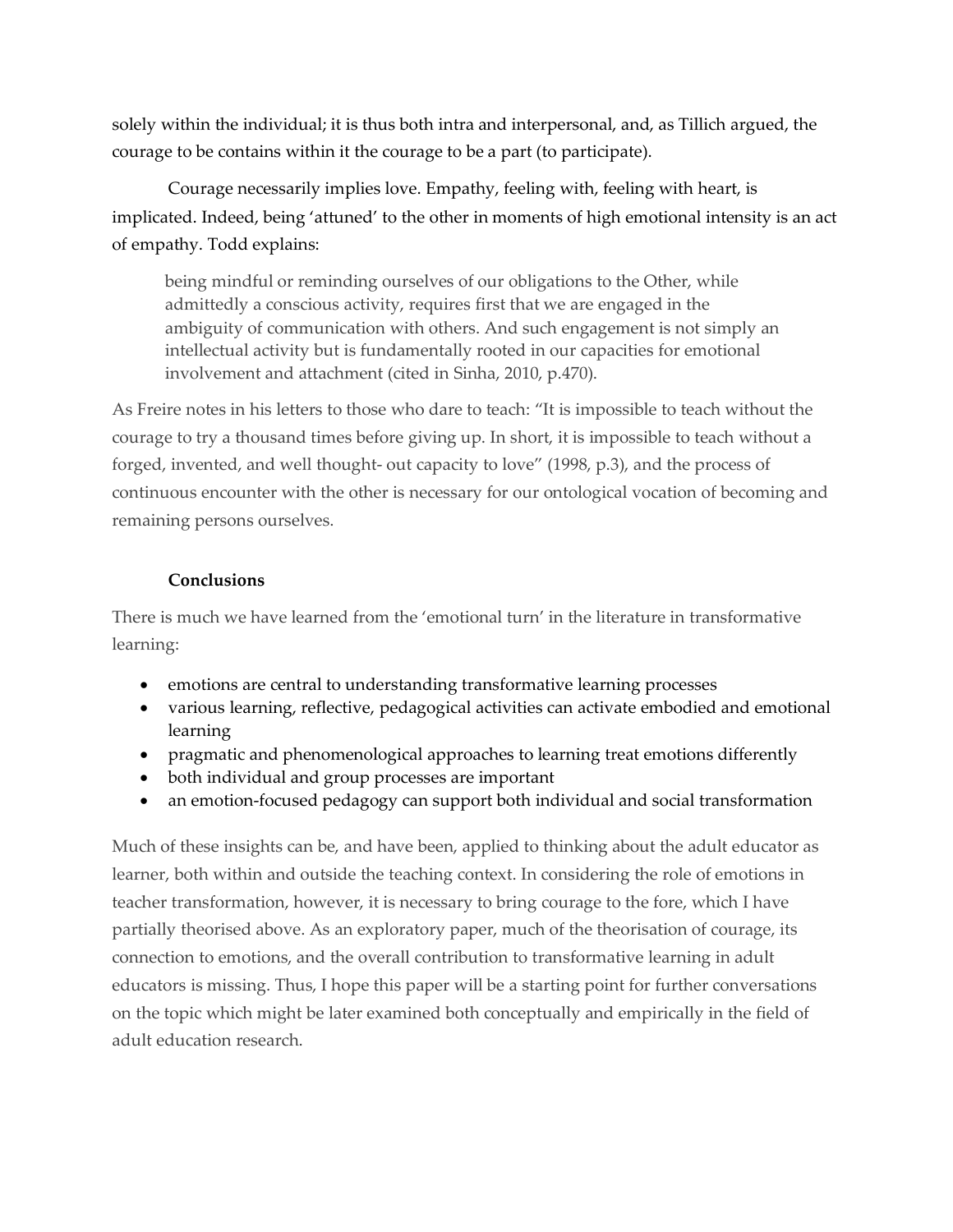solely within the individual; it is thus both intra and interpersonal, and, as Tillich argued, the courage to be contains within it the courage to be a part (to participate).

Courage necessarily implies love. Empathy, feeling with, feeling with heart, is implicated. Indeed, being 'attuned' to the other in moments of high emotional intensity is an act of empathy. Todd explains:

> being mindful or reminding ourselves of our obligations to the Other, while admittedly a conscious activity, requires first that we are engaged in the ambiguity of communication with others. And such engagement is not simply an intellectual activity but is fundamentally rooted in our capacities for emotional involvement and attachment (cited in Sinha, 2010, p.470).

As Freire notes in his letters to those who dare to teach: "It is impossible to teach without the courage to try a thousand times before giving up. In short, it is impossible to teach without a forged, invented, and well thought- out capacity to love" (1998, p.3), and the process of continuous encounter with the other is necessary for our ontological vocation of becoming and remaining persons ourselves.

## Conclusions

There is much we have learned from the 'emotional turn' in the literature in transformative learning:

- emotions are central to understanding transformative learning processes
- various learning, reflective, pedagogical activities can activate embodied and emotional learning
- pragmatic and phenomenological approaches to learning treat emotions differently
- both individual and group processes are important
- an emotion-focused pedagogy can support both individual and social transformation

Much of these insights can be, and have been, applied to thinking about the adult educator as learner, both within and outside the teaching context. In considering the role of emotions in teacher transformation, however, it is necessary to bring courage to the fore, which I have partially theorised above. As an exploratory paper, much of the theorisation of courage, its connection to emotions, and the overall contribution to transformative learning in adult educators is missing. Thus, I hope this paper will be a starting point for further conversations on the topic which might be later examined both conceptually and empirically in the field of adult education research.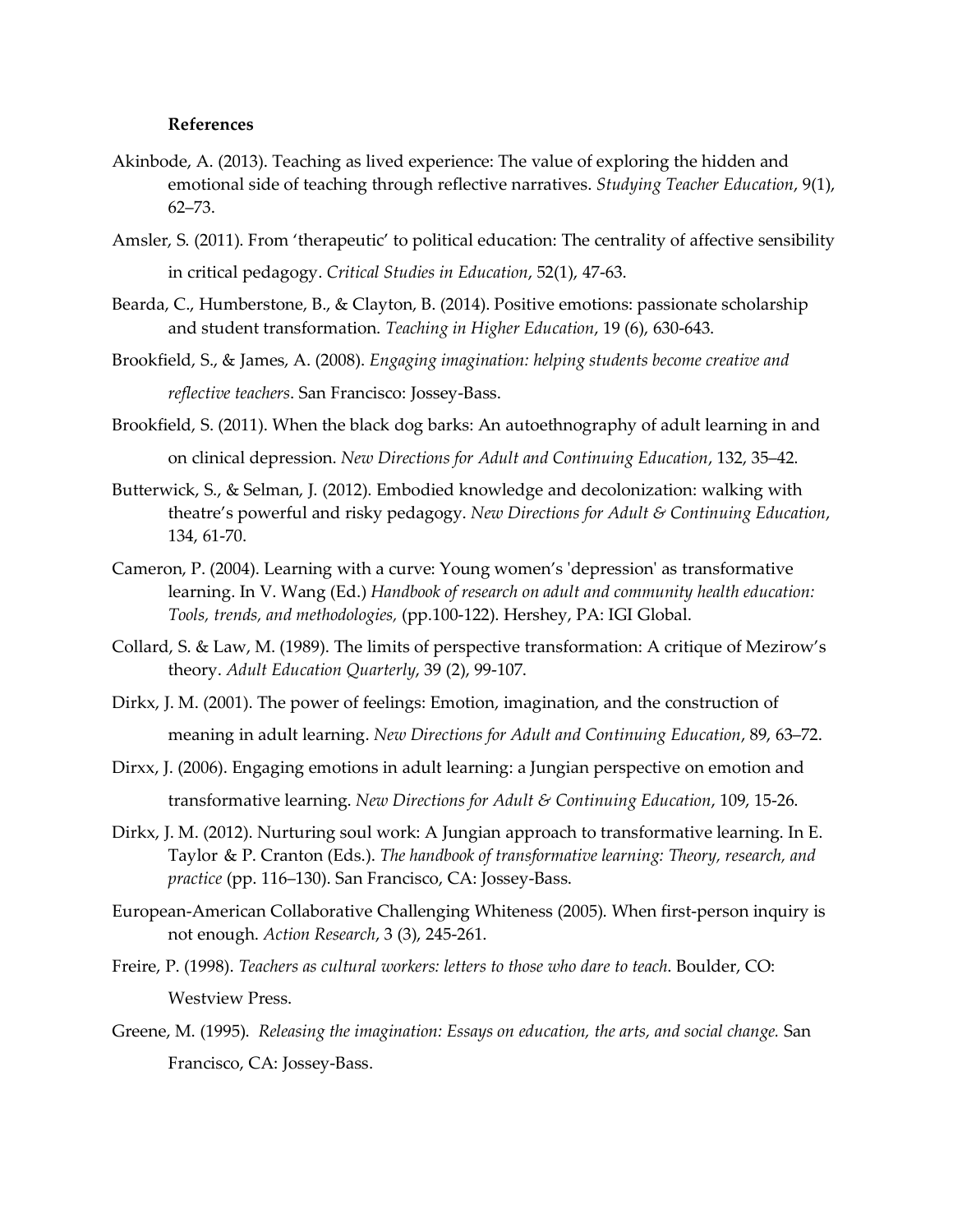**References**

Akinbode, A. (2013). Teaching as lived experience: The value of exploring the hidden and emotional side of teaching through reflective narratives. *Studying Teacher Education*, 9(1), 62–73.

Amsler, S. (2011). From 'therapeutic' to political education: The centrality of affective sensibility in critical pedagogy. *Critical Studies in Education*, 52(1), 47-63.

Bearda, C., Humberstone, B., & Clayton, B. (2014). Positive emotions: passionate scholarship and student transformation. *Teaching in Higher Education*, 19 (6), 630-643.

Brookfield, S., & James, A. (2008). *Engaging imagination: helping students become creative and reflective teachers*. San Francisco: Jossey-Bass.

Brookfield, S. (2011). When the black dog barks: An autoethnography of adult learning in and on clinical depression. *New Directions for Adult and Continuing Education*, 132, 35–42.

Butterwick, S., & Selman, J. (2012). Embodied knowledge and decolonization: walking with theatre's powerful and risky pedagogy. *New Directions for Adult & Continuing Education*, 134, 61-70.

Cameron, P. (2004). Learning with a curve: Young women's 'depression' as transformative learning. In V. Wang (Ed.) *Handbook of research on adult and community health education: Tools, trends, and methodologies,* (pp.100-122). Hershey, PA: IGI Global.

Collard, S. & Law, M. (1989). The limits of perspective transformation: A critique of Mezirow's theory. *Adult Education Quarterly*, 39 (2), 99-107.

Dirkx, J. M. (2001). The power of feelings: Emotion, imagination, and the construction of meaning in adult learning. *New Directions for Adult and Continuing Education*, 89, 63–72.

Dirxx, J. (2006). Engaging emotions in adult learning: a Jungian perspective on emotion and transformative learning. *New Directions for Adult & Continuing Education*, 109, 15-26.

Dirkx, J. M. (2012). Nurturing soul work: A Jungian approach to transformative learning. In E. Taylor & P. Cranton (Eds.). *The handbook of transformative learning: Theory, research, and practice* (pp. 116–130). San Francisco, CA: Jossey-Bass.

European-American Collaborative Challenging Whiteness (2005). When first-person inquiry is not enough. *Action Research*, 3 (3), 245-261.

Freire, P. (1998). *Teachers as cultural workers: letters to those who dare to teach*. Boulder, CO: Westview Press.

Greene, M. (1995). *Releasing the imagination: Essays on education, the arts, and social change.* San Francisco, CA: Jossey-Bass.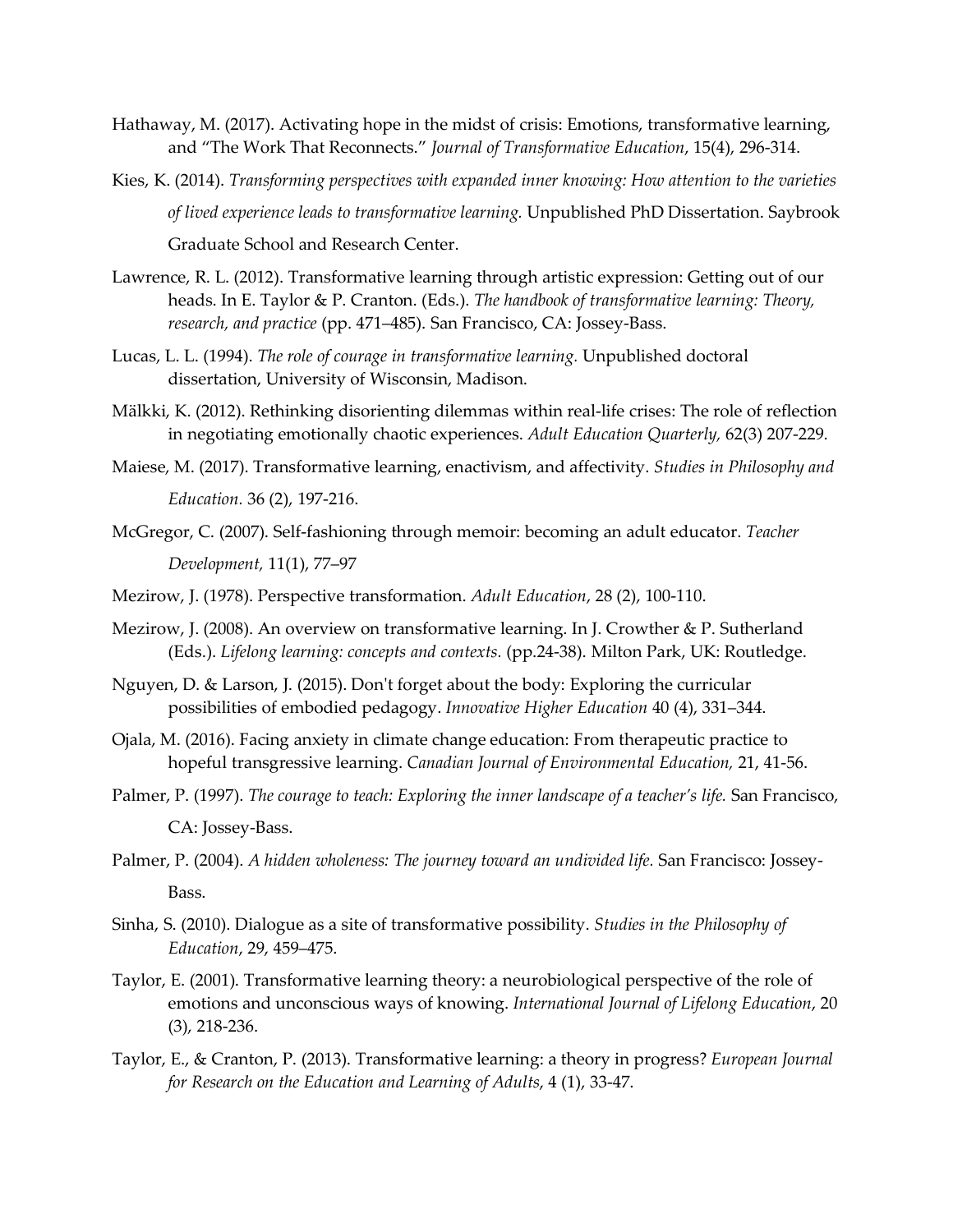Hathaway, M. (2017). Activating hope in the midst of crisis: Emotions, transformative learning, and "The Work That Reconnects." *Journal of Transformative Education*, 15(4), 296-314.

Kies, K. (2014). *Transforming perspectives with expanded inner knowing: How attention to the varieties of lived experience leads to transformative learning.* Unpublished PhD Dissertation. Saybrook Graduate School and Research Center.

Lawrence, R. L. (2012). Transformative learning through artistic expression: Getting out of our heads. In E. Taylor & P. Cranton. (Eds.). *The handbook of transformative learning: Theory, research, and practice* (pp. 471–485). San Francisco, CA: Jossey-Bass.

Lucas, L. L. (1994). *The role of courage in transformative learning.* Unpublished doctoral dissertation, University of Wisconsin, Madison.

Mälkki, K. (2012). Rethinking disorienting dilemmas within real-life crises: The role of reflection in negotiating emotionally chaotic experiences. *Adult Education Quarterly,* 62(3) 207-229.

Maiese, M. (2017). Transformative learning, enactivism, and affectivity. *Studies in Philosophy and Education.* 36 (2), 197-216.

McGregor, C. (2007). Self-fashioning through memoir: becoming an adult educator. *Teacher Development,* 11(1), 77–97

Mezirow, J. (1978). Perspective transformation. *Adult Education*, 28 (2), 100-110.

Mezirow, J. (2008). An overview on transformative learning. In J. Crowther & P. Sutherland (Eds.). *Lifelong learning: concepts and contexts.* (pp.24-38). Milton Park, UK: Routledge.

Nguyen, D. & Larson, J. (2015). Don't forget about the body: Exploring the curricular possibilities of embodied pedagogy. *Innovative Higher Education* 40 (4), 331–344.

Ojala, M. (2016). Facing anxiety in climate change education: From therapeutic practice to hopeful transgressive learning. *Canadian Journal of Environmental Education,* 21, 41-56.

Palmer, P. (1997). *The courage to teach: Exploring the inner landscape of a teacher's life.* San Francisco, CA: Jossey-Bass.

Palmer, P. (2004). *A hidden wholeness: The journey toward an undivided life.* San Francisco: Jossey-Bass.

Sinha, S. (2010). Dialogue as a site of transformative possibility. *Studies in the Philosophy of Education*, 29, 459–475.

Taylor, E. (2001). Transformative learning theory: a neurobiological perspective of the role of emotions and unconscious ways of knowing. *International Journal of Lifelong Education*, 20 (3), 218-236.

Taylor, E., & Cranton, P. (2013). Transformative learning: a theory in progress? *European Journal for Research on the Education and Learning of Adults*, 4 (1), 33-47.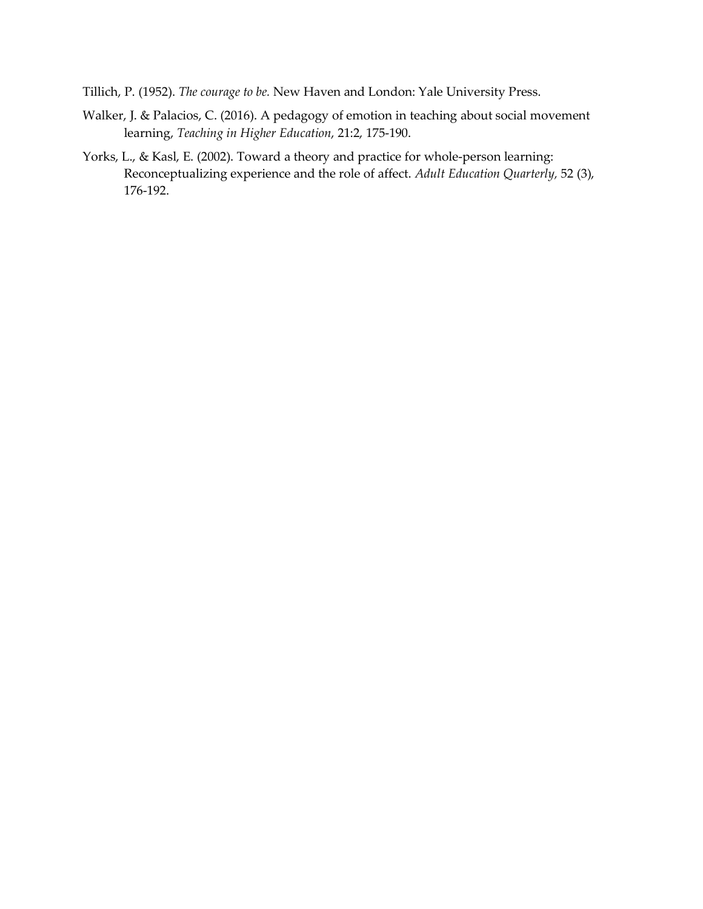Tillich, P. (1952). *The courage to be.* New Haven and London: Yale University Press.

Walker, J. & Palacios, C. (2016). A pedagogy of emotion in teaching about social movement learning, *Teaching in Higher Education*, 21:2, 175-190.

Yorks, L., & Kasl, E. (2002). Toward a theory and practice for whole-person learning: Reconceptualizing experience and the role of affect. *Adult Education Quarterly,* 52 (3), 176-192.